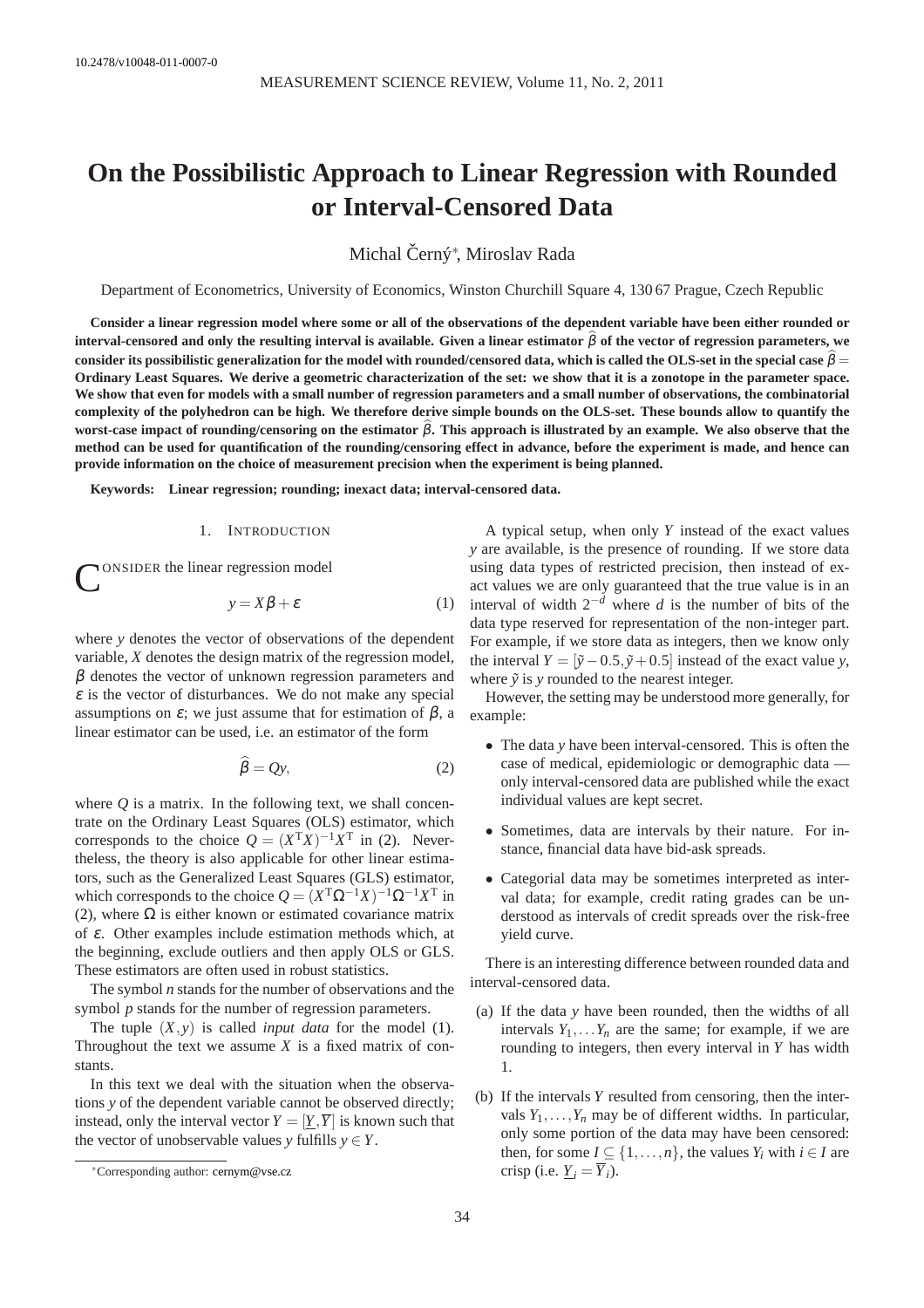10.2478/v10048-011-0007-0

# On the Possibilistic Approach to Linear Regression with Rounded or Interval-Censored Data

Michal Černý*, Miroslav Rada

Department of Econometrics, University of Economics, Winston Churchill Square 4, 130 67 Prague, Czech Republic

**Consider a linear regression model where some or all of the observations of the dependent variable have been either rounded or interval-censored and only the resulting interval is available. Given a linear estimator $\widehat{\beta}$ of the vector of regression parameters, we consider its possibilistic generalization for the model with rounded/censored data, which is called the OLS-set in the special case $\widehat{\beta} =$ Ordinary Least Squares. We derive a geometric characterization of the set: we show that it is a zonotope in the parameter space. We show that even for models with a small number of regression parameters and a small number of observations, the combinatorial complexity of the polyhedron can be high. We therefore derive simple bounds on the OLS-set. These bounds allow to quantify the worst-case impact of rounding/censoring on the estimator $\widehat{\beta}$. This approach is illustrated by an example. We also observe that the method can be used for quantification of the rounding/censoring effect in advance, before the experiment is made, and hence can provide information on the choice of measurement precision when the experiment is being planned.**

**Keywords: Linear regression; rounding; inexact data; interval-censored data.**

## 1. Introduction

Consider the linear regression model

$$y = X\beta + \varepsilon \tag{1}$$

where $y$ denotes the vector of observations of the dependent variable, $X$ denotes the design matrix of the regression model, $\beta$ denotes the vector of unknown regression parameters and $\varepsilon$ is the vector of disturbances. We do not make any special assumptions on $\varepsilon$; we just assume that for estimation of $\beta$, a linear estimator can be used, i.e. an estimator of the form

$$\widehat{\beta} = Qy, \tag{2}$$

where $Q$ is a matrix. In the following text, we shall concentrate on the Ordinary Least Squares (OLS) estimator, which corresponds to the choice $Q = (X^{\mathrm{T}}X)^{-1}X^{\mathrm{T}}$ in (2). Nevertheless, the theory is also applicable for other linear estimators, such as the Generalized Least Squares (GLS) estimator, which corresponds to the choice $Q = (X^{\mathrm{T}}\Omega^{-1}X)^{-1}\Omega^{-1}X^{\mathrm{T}}$ in (2), where $\Omega$ is either known or estimated covariance matrix of $\varepsilon$. Other examples include estimation methods which, at the beginning, exclude outliers and then apply OLS or GLS. These estimators are often used in robust statistics.

The symbol $n$ stands for the number of observations and the symbol $p$ stands for the number of regression parameters.

The tuple $(X, y)$ is called *input data* for the model (1). Throughout the text we assume $X$ is a fixed matrix of constants.

In this text we deal with the situation when the observations $y$ of the dependent variable cannot be observed directly; instead, only the interval vector $Y = [\underline{Y}, \overline{Y}]$ is known such that the vector of unobservable values $y$ fulfills $y \in Y$.

A typical setup, when only $Y$ instead of the exact values $y$ are available, is the presence of rounding. If we store data using data types of restricted precision, then instead of exact values we are only guaranteed that the true value is in an interval of width $2^{-d}$ where $d$ is the number of bits of the data type reserved for representation of the non-integer part. For example, if we store data as integers, then we know only the interval $Y = [\tilde{y} - 0.5, \tilde{y} + 0.5]$ instead of the exact value $y$, where $\tilde{y}$ is $y$ rounded to the nearest integer.

However, the setting may be understood more generally, for example:

- The data $y$ have been interval-censored. This is often the case of medical, epidemiologic or demographic data — only interval-censored data are published while the exact individual values are kept secret.
- Sometimes, data are intervals by their nature. For instance, financial data have bid-ask spreads.
- Categorial data may be sometimes interpreted as interval data; for example, credit rating grades can be understood as intervals of credit spreads over the risk-free yield curve.

There is an interesting difference between rounded data and interval-censored data.

(a) If the data $y$ have been rounded, then the widths of all intervals $Y_1, \ldots Y_n$ are the same; for example, if we are rounding to integers, then every interval in $Y$ has width 1.

(b) If the intervals $Y$ resulted from censoring, then the intervals $Y_1, \ldots, Y_n$ may be of different widths. In particular, only some portion of the data may have been censored: then, for some $I \subseteq \{1, \ldots, n\}$, the values $Y_i$ with $i \in I$ are crisp (i.e. $\underline{Y}_i = \overline{Y}_i$).

*Corresponding author: cernym@vse.cz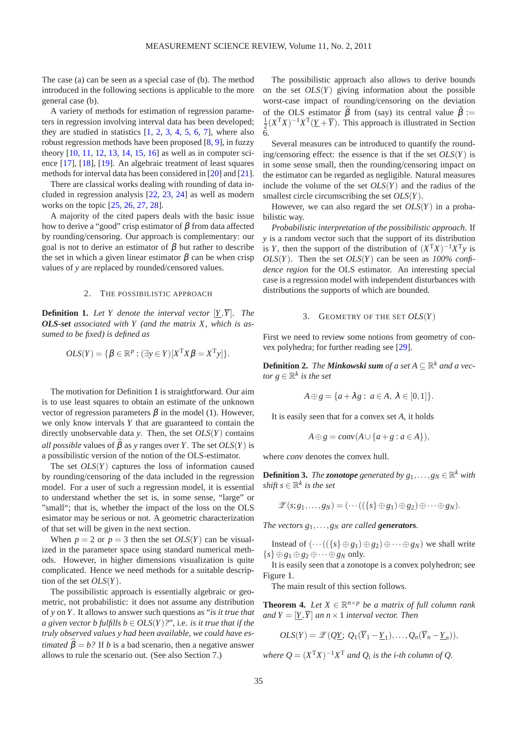The case (a) can be seen as a special case of (b). The method introduced in the following sections is applicable to the more general case (b).

A variety of methods for estimation of regression parameters in regression involving interval data has been developed; they are studied in statistics [1, 2, 3, 4, 5, 6, 7], where also robust regression methods have been proposed [8, 9], in fuzzy theory [10, 11, 12, 13, 14, 15, 16] as well as in computer science [17], [18], [19]. An algebraic treatment of least squares methods for interval data has been considered in [20] and [21].

There are classical works dealing with rounding of data included in regression analysis [22, 23, 24] as well as modern works on the topic [25, 26, 27, 28].

A majority of the cited papers deals with the basic issue how to derive a "good" crisp estimator of $\beta$ from data affected by rounding/censoring. Our approach is complementary: our goal is not to derive an estimator of $\beta$ but rather to describe the set in which a given linear estimator $\beta$ can be when crisp values of $y$ are replaced by rounded/censored values.

## 2. The possibilistic approach

**Definition 1.** *Let $Y$ denote the interval vector $[\underline{Y},\overline{Y}]$. The **OLS-set** associated with $Y$ (and the matrix $X$, which is assumed to be fixed) is defined as*

$$OLS(Y) = \{\beta \in \mathbb{R}^p : (\exists y \in Y)[X^{\mathrm{T}}X\beta = X^{\mathrm{T}}y]\}.$$

The motivation for Definition 1 is straightforward. Our aim is to use least squares to obtain an estimate of the unknown vector of regression parameters $\beta$ in the model (1). However, we only know intervals $Y$ that are guaranteed to contain the directly unobservable data $y$. Then, the set $OLS(Y)$ contains *all possible* values of $\widehat{\beta}$ as $y$ ranges over $Y$. The set $OLS(Y)$ is a possibilistic version of the notion of the OLS-estimator.

The set $OLS(Y)$ captures the loss of information caused by rounding/censoring of the data included in the regression model. For a user of such a regression model, it is essential to understand whether the set is, in some sense, "large" or "small"; that is, whether the impact of the loss on the OLS esimator may be serious or not. A geometric characterization of that set will be given in the next section.

When $p = 2$ or $p = 3$ then the set $OLS(Y)$ can be visualized in the parameter space using standard numerical methods. However, in higher dimensions visualization is quite complicated. Hence we need methods for a suitable description of the set $OLS(Y)$.

The possibilistic approach is essentially algebraic or geometric, not probabilistic: it does not assume any distribution of $y$ on $Y$. It allows to answer such questions as "*is it true that a given vector $b$ fulfills $b \in OLS(Y)$?*", i.e. *is it true that if the truly observed values $y$ had been available, we could have estimated $\widehat{\beta} = b$?* If $b$ is a bad scenario, then a negative answer allows to rule the scenario out. (See also Section 7.)

The possibilistic approach also allows to derive bounds on the set $OLS(Y)$ giving information about the possible worst-case impact of rounding/censoring on the deviation of the OLS estimator $\widehat{\beta}$ from (say) its central value $\tilde{\beta} := \frac{1}{2}(X^{\mathrm{T}}X)^{-1}X^{\mathrm{T}}(\underline{Y} + \overline{Y})$. This approach is illustrated in Section 6.

Several measures can be introduced to quantify the rounding/censoring effect: the essence is that if the set $OLS(Y)$ is in some sense small, then the rounding/censoring impact on the estimator can be regarded as negligible. Natural measures include the volume of the set $OLS(Y)$ and the radius of the smallest circle circumscribing the set $OLS(Y)$.

However, we can also regard the set $OLS(Y)$ in a probabilistic way.

*Probabilistic interpretation of the possibilistic approach.* If $y$ is a random vector such that the support of its distribution is $Y$, then the support of the distribution of $(X^{\mathrm{T}}X)^{-1}X^{\mathrm{T}}y$ is $OLS(Y)$. Then the set $OLS(Y)$ can be seen as *100% confidence region* for the OLS estimator. An interesting special case is a regression model with independent disturbances with distributions the supports of which are bounded.

## 3. Geometry of the set $OLS(Y)$

First we need to review some notions from geometry of convex polyhedra; for further reading see [29].

**Definition 2.** *The **Minkowski sum** of a set $A \subseteq \mathbb{R}^k$ and a vector $g \in \mathbb{R}^k$ is the set*

$$A \oplus g = \{a + \lambda g : \ a \in A, \ \lambda \in [0,1]\}.$$

It is easily seen that for a convex set $A$, it holds

$$A \oplus g = conv(A \cup \{a + g : a \in A\}),$$

where *conv* denotes the convex hull.

**Definition 3.** *The **zonotope** generated by $g_1, \dots, g_N \in \mathbb{R}^k$ with shift $s \in \mathbb{R}^k$ is the set*

$$\mathscr{Z}(s; g_1, \dots, g_N) = (\cdots((\{s\} \oplus g_1) \oplus g_2) \oplus \cdots \oplus g_N).$$

*The vectors $g_1, \dots, g_N$ are called **generators**.*

Instead of $(\cdots((\{s\} \oplus g_1) \oplus g_2) \oplus \cdots \oplus g_N)$ we shall write $\{s\} \oplus g_1 \oplus g_2 \oplus \cdots \oplus g_N$ only.

It is easily seen that a zonotope is a convex polyhedron; see Figure 1.

The main result of this section follows.

**Theorem 4.** *Let $X \in \mathbb{R}^{n \times p}$ be a matrix of full column rank and $Y = [\underline{Y}, \overline{Y}]$ an $n \times 1$ interval vector. Then*

$$OLS(Y) = \mathscr{Z}(Q\underline{Y}; \ Q_1(\overline{Y}_1 - \underline{Y}_1), \dots, Q_n(\overline{Y}_n - \underline{Y}_n)),$$

*where $Q = (X^{\mathrm{T}}X)^{-1}X^{\mathrm{T}}$ and $Q_i$ is the $i$-th column of $Q$.*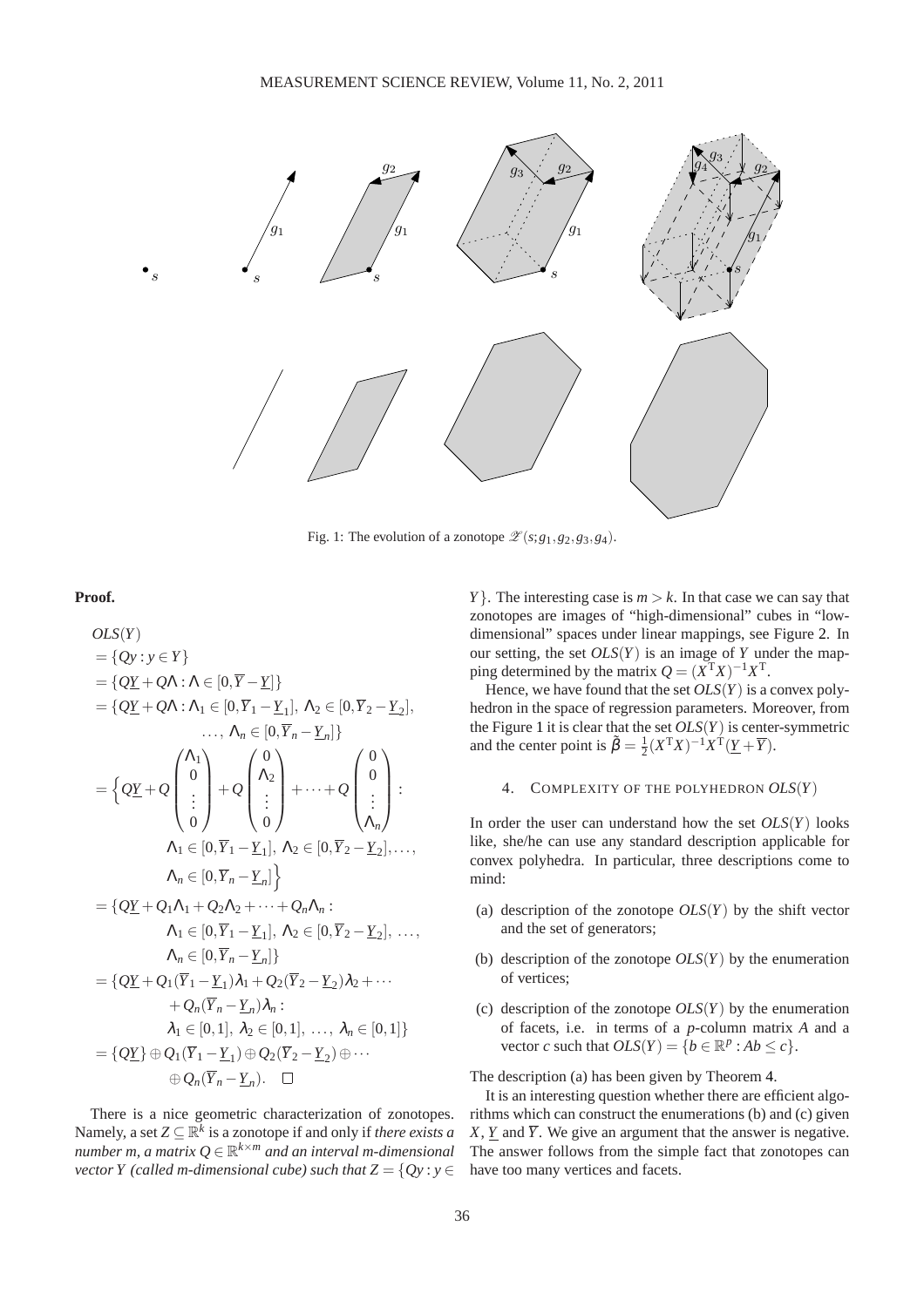Fig. 1: The evolution of a zonotope $\mathscr{Z}(s; g_1, g_2, g_3, g_4)$.

**Proof.**

$$
\begin{aligned}
& OLS(Y) \\
&= \{Qy : y \in Y\} \\
&= \{Q\underline{Y} + Q\Lambda : \Lambda \in [0, \overline{Y} - \underline{Y}]\} \\
&= \{Q\underline{Y} + Q\Lambda : \Lambda_1 \in [0, \overline{Y}_1 - \underline{Y}_1],\ \Lambda_2 \in [0, \overline{Y}_2 - \underline{Y}_2], \\
&\qquad \ldots,\ \Lambda_n \in [0, \overline{Y}_n - \underline{Y}_n]\} \\
&= \Big\{ Q\underline{Y} + Q\begin{pmatrix} \Lambda_1 \\ 0 \\ \vdots \\ 0 \end{pmatrix} + Q\begin{pmatrix} 0 \\ \Lambda_2 \\ \vdots \\ 0 \end{pmatrix} + \cdots + Q\begin{pmatrix} 0 \\ 0 \\ \vdots \\ \Lambda_n \end{pmatrix} : \\
&\qquad \Lambda_1 \in [0, \overline{Y}_1 - \underline{Y}_1],\ \Lambda_2 \in [0, \overline{Y}_2 - \underline{Y}_2], \ldots, \\
&\qquad \Lambda_n \in [0, \overline{Y}_n - \underline{Y}_n] \Big\} \\
&= \{Q\underline{Y} + Q_1\Lambda_1 + Q_2\Lambda_2 + \cdots + Q_n\Lambda_n : \\
&\qquad \Lambda_1 \in [0, \overline{Y}_1 - \underline{Y}_1],\ \Lambda_2 \in [0, \overline{Y}_2 - \underline{Y}_2],\ \ldots, \\
&\qquad \Lambda_n \in [0, \overline{Y}_n - \underline{Y}_n]\} \\
&= \{Q\underline{Y} + Q_1(\overline{Y}_1 - \underline{Y}_1)\lambda_1 + Q_2(\overline{Y}_2 - \underline{Y}_2)\lambda_2 + \cdots \\
&\qquad + Q_n(\overline{Y}_n - \underline{Y}_n)\lambda_n : \\
&\qquad \lambda_1 \in [0,1],\ \lambda_2 \in [0,1],\ \ldots,\ \lambda_n \in [0,1]\} \\
&= \{Q\underline{Y}\} \oplus Q_1(\overline{Y}_1 - \underline{Y}_1) \oplus Q_2(\overline{Y}_2 - \underline{Y}_2) \oplus \cdots \\
&\qquad \oplus Q_n(\overline{Y}_n - \underline{Y}_n). \quad \square
\end{aligned}
$$

There is a nice geometric characterization of zonotopes. Namely, a set $Z \subseteq \mathbb{R}^k$ is a zonotope if and only if *there exists a number $m$, a matrix $Q \in \mathbb{R}^{k \times m}$ and an interval $m$-dimensional vector $Y$ (called $m$-dimensional cube) such that* $Z = \{Qy : y \in Y\}$. The interesting case is $m > k$. In that case we can say that zonotopes are images of "high-dimensional" cubes in "low-dimensional" spaces under linear mappings, see Figure 2. In our setting, the set $OLS(Y)$ is an image of $Y$ under the mapping determined by the matrix $Q = (X^{\mathrm{T}}X)^{-1}X^{\mathrm{T}}$.

Hence, we have found that the set $OLS(Y)$ is a convex polyhedron in the space of regression parameters. Moreover, from the Figure 1 it is clear that the set $OLS(Y)$ is center-symmetric and the center point is $\tilde{\beta} = \frac{1}{2}(X^{\mathrm{T}}X)^{-1}X^{\mathrm{T}}(\underline{Y} + \overline{Y})$.

## 4. Complexity of the polyhedron $OLS(Y)$

In order the user can understand how the set $OLS(Y)$ looks like, she/he can use any standard description applicable for convex polyhedra. In particular, three descriptions come to mind:

(a) description of the zonotope $OLS(Y)$ by the shift vector and the set of generators;

(b) description of the zonotope $OLS(Y)$ by the enumeration of vertices;

(c) description of the zonotope $OLS(Y)$ by the enumeration of facets, i.e. in terms of a $p$-column matrix $A$ and a vector $c$ such that $OLS(Y) = \{b \in \mathbb{R}^p : Ab \leq c\}$.

The description (a) has been given by Theorem 4.

It is an interesting question whether there are efficient algorithms which can construct the enumerations (b) and (c) given $X$, $\underline{Y}$ and $\overline{Y}$. We give an argument that the answer is negative. The answer follows from the simple fact that zonotopes can have too many vertices and facets.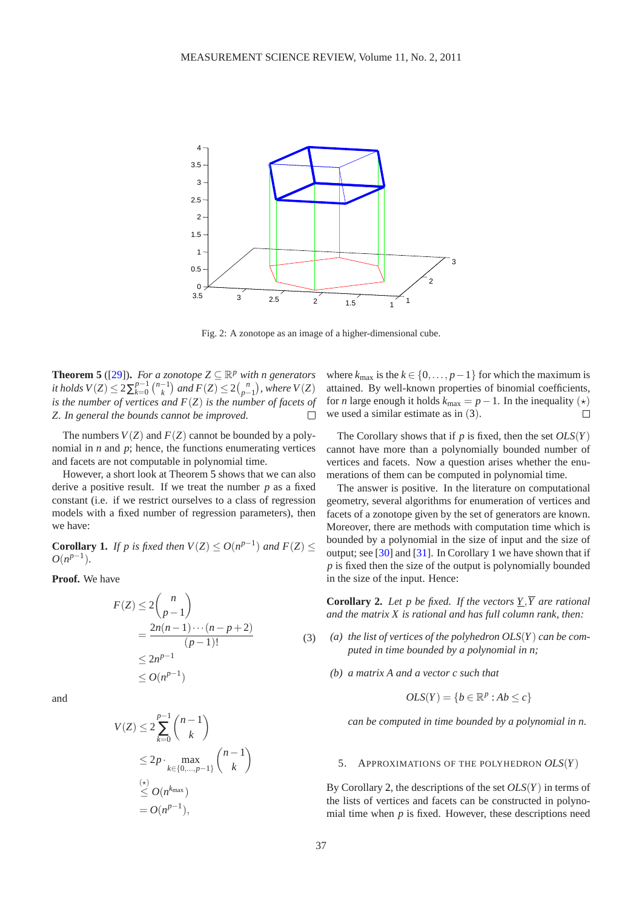Fig. 2: A zonotope as an image of a higher-dimensional cube.

**Theorem 5** ([29]). *For a zonotope $Z \subseteq \mathbb{R}^p$ with $n$ generators it holds $V(Z) \le 2\sum_{k=0}^{p-1}\binom{n-1}{k}$ and $F(Z) \le 2\binom{n}{p-1}$, where $V(Z)$ is the number of vertices and $F(Z)$ is the number of facets of $Z$. In general the bounds cannot be improved.* □

The numbers $V(Z)$ and $F(Z)$ cannot be bounded by a polynomial in $n$ and $p$; hence, the functions enumerating vertices and facets are not computable in polynomial time.

However, a short look at Theorem 5 shows that we can also derive a positive result. If we treat the number $p$ as a fixed constant (i.e. if we restrict ourselves to a class of regression models with a fixed number of regression parameters), then we have:

**Corollary 1.** *If $p$ is fixed then $V(Z) \le O(n^{p-1})$ and $F(Z) \le O(n^{p-1})$.*

**Proof.** We have

$$
\begin{aligned}
F(Z) &\le 2\binom{n}{p-1} \\
&= \frac{2n(n-1)\cdots(n-p+2)}{(p-1)!} \\
&\le 2n^{p-1} \\
&\le O(n^{p-1})
\end{aligned}
\tag{3}
$$

and

$$
\begin{aligned}
V(Z) &\le 2\sum_{k=0}^{p-1}\binom{n-1}{k} \\
&\le 2p \cdot \max_{k\in\{0,\dots,p-1\}}\binom{n-1}{k} \\
&\overset{(\star)}{\le} O(n^{k_{\max}}) \\
&= O(n^{p-1}),
\end{aligned}
$$

where $k_{\max}$ is the $k \in \{0,\dots,p-1\}$ for which the maximum is attained. By well-known properties of binomial coefficients, for $n$ large enough it holds $k_{\max} = p-1$. In the inequality $(\star)$ we used a similar estimate as in (3). □

The Corollary shows that if $p$ is fixed, then the set $OLS(Y)$ cannot have more than a polynomially bounded number of vertices and facets. Now a question arises whether the enumerations of them can be computed in polynomial time.

The answer is positive. In the literature on computational geometry, several algorithms for enumeration of vertices and facets of a zonotope given by the set of generators are known. Moreover, there are methods with computation time which is bounded by a polynomial in the size of input and the size of output; see [30] and [31]. In Corollary 1 we have shown that if $p$ is fixed then the size of the output is polynomially bounded in the size of the input. Hence:

**Corollary 2.** *Let $p$ be fixed. If the vectors $\underline{Y}, \overline{Y}$ are rational and the matrix $X$ is rational and has full column rank, then:*

*(a) the list of vertices of the polyhedron $OLS(Y)$ can be computed in time bounded by a polynomial in $n$;*

*(b) a matrix $A$ and a vector $c$ such that*

$$OLS(Y) = \{b \in \mathbb{R}^p : Ab \le c\}$$

*can be computed in time bounded by a polynomial in $n$.*

## 5. Approximations of the polyhedron $OLS(Y)$

By Corollary 2, the descriptions of the set $OLS(Y)$ in terms of the lists of vertices and facets can be constructed in polynomial time when $p$ is fixed. However, these descriptions need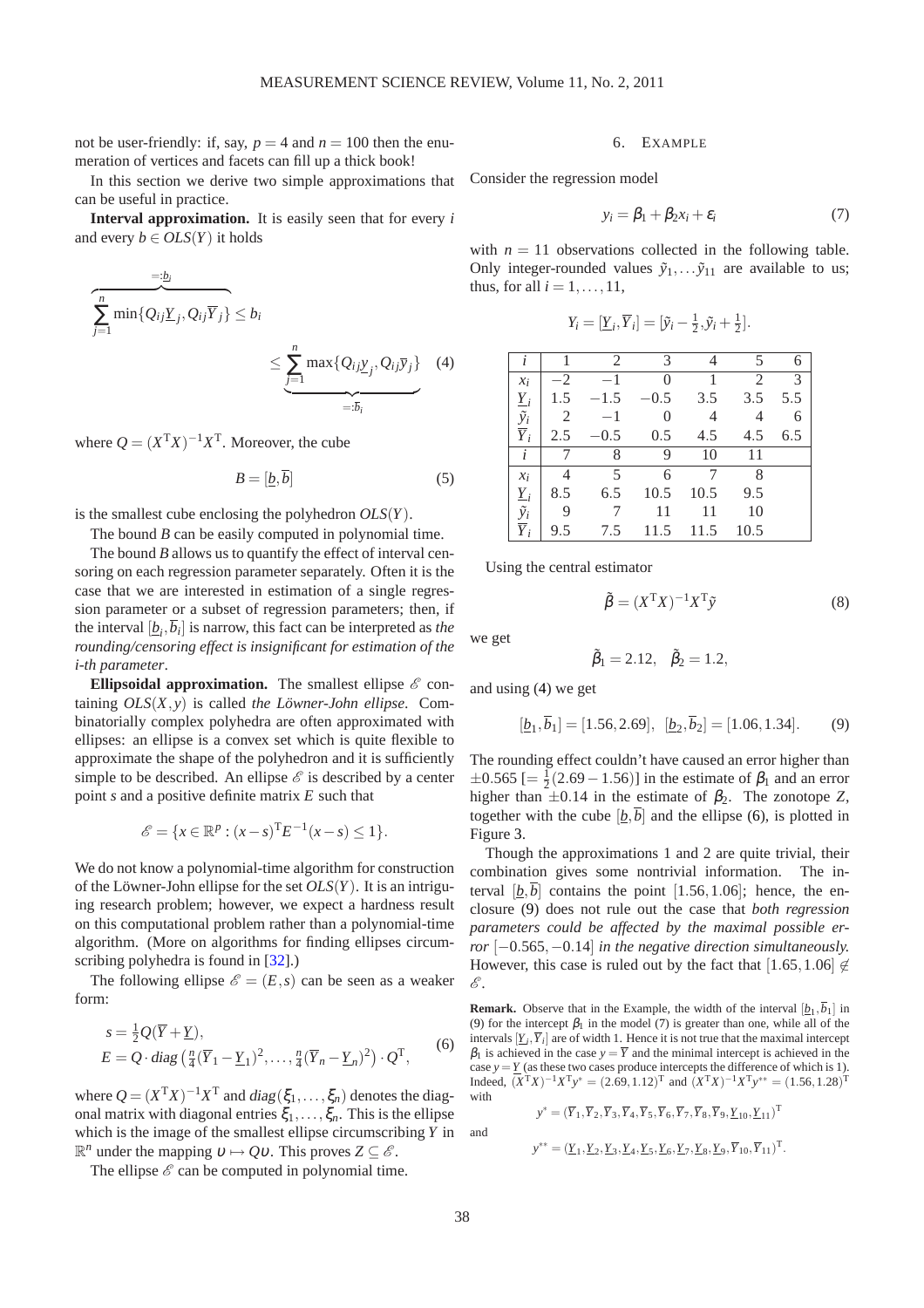not be user-friendly: if, say, $p = 4$ and $n = 100$ then the enumeration of vertices and facets can fill up a thick book!

In this section we derive two simple approximations that can be useful in practice.

**Interval approximation.** It is easily seen that for every $i$ and every $b \in OLS(Y)$ it holds

$$\overbrace{\sum_{j=1}^{n} \min\{Q_{ij}\underline{Y}_j, Q_{ij}\overline{Y}_j\}}^{=:\underline{b}_i} \leq b_i \leq \underbrace{\sum_{j=1}^{n} \max\{Q_{ij}\underline{y}_j, Q_{ij}\overline{y}_j\}}_{=:\overline{b}_i} \quad (4)$$

where $Q = (X^{\mathrm{T}}X)^{-1}X^{\mathrm{T}}$. Moreover, the cube

$$B = [\underline{b}, \overline{b}] \quad (5)$$

is the smallest cube enclosing the polyhedron $OLS(Y)$.

The bound $B$ can be easily computed in polynomial time.

The bound $B$ allows us to quantify the effect of interval censoring on each regression parameter separately. Often it is the case that we are interested in estimation of a single regression parameter or a subset of regression parameters; then, if the interval $[\underline{b}_i, \overline{b}_i]$ is narrow, this fact can be interpreted as *the rounding/censoring effect is insignificant for estimation of the i-th parameter*.

**Ellipsoidal approximation.** The smallest ellipse $\mathscr{E}$ containing $OLS(X,y)$ is called *the Löwner-John ellipse*. Combinatorially complex polyhedra are often approximated with ellipses: an ellipse is a convex set which is quite flexible to approximate the shape of the polyhedron and it is sufficiently simple to be described. An ellipse $\mathscr{E}$ is described by a center point $s$ and a positive definite matrix $E$ such that

$$\mathscr{E} = \{x \in \mathbb{R}^p : (x-s)^{\mathrm{T}}E^{-1}(x-s) \leq 1\}.$$

We do not know a polynomial-time algorithm for construction of the Löwner-John ellipse for the set $OLS(Y)$. It is an intriguing research problem; however, we expect a hardness result on this computational problem rather than a polynomial-time algorithm. (More on algorithms for finding ellipses circumscribing polyhedra is found in [32].)

The following ellipse $\mathscr{E} = (E, s)$ can be seen as a weaker form:

$$\begin{aligned} s &= \tfrac{1}{2}Q(\overline{Y} + \underline{Y}), \\ E &= Q \cdot diag\left(\tfrac{n}{4}(\overline{Y}_1 - \underline{Y}_1)^2, \ldots, \tfrac{n}{4}(\overline{Y}_n - \underline{Y}_n)^2\right) \cdot Q^{\mathrm{T}}, \end{aligned} \quad (6)$$

where $Q = (X^{\mathrm{T}}X)^{-1}X^{\mathrm{T}}$ and $diag(\xi_1, \ldots, \xi_n)$ denotes the diagonal matrix with diagonal entries $\xi_1, \ldots, \xi_n$. This is the ellipse which is the image of the smallest ellipse circumscribing $Y$ in $\mathbb{R}^n$ under the mapping $\upsilon \mapsto Q\upsilon$. This proves $Z \subseteq \mathscr{E}$.

The ellipse $\mathscr{E}$ can be computed in polynomial time.

## 6. Example

Consider the regression model

$$y_i = \beta_1 + \beta_2 x_i + \varepsilon_i \quad (7)$$

with $n = 11$ observations collected in the following table. Only integer-rounded values $\tilde{y}_1, \ldots \tilde{y}_{11}$ are available to us; thus, for all $i = 1, \ldots, 11$,

$$Y_i = [\underline{Y}_i, \overline{Y}_i] = [\tilde{y}_i - \tfrac{1}{2}, \tilde{y}_i + \tfrac{1}{2}].$$

| $i$ | 1 | 2 | 3 | 4 | 5 | 6 |
|---|---|---|---|---|---|---|
| $x_i$ | $-2$ | $-1$ | 0 | 1 | 2 | 3 |
| $\underline{Y}_i$ | 1.5 | $-1.5$ | $-0.5$ | 3.5 | 3.5 | 5.5 |
| $\tilde{y}_i$ | 2 | $-1$ | 0 | 4 | 4 | 6 |
| $\overline{Y}_i$ | 2.5 | $-0.5$ | 0.5 | 4.5 | 4.5 | 6.5 |
| $i$ | 7 | 8 | 9 | 10 | 11 | |
| $x_i$ | 4 | 5 | 6 | 7 | 8 | |
| $\underline{Y}_i$ | 8.5 | 6.5 | 10.5 | 10.5 | 9.5 | |
| $\tilde{y}_i$ | 9 | 7 | 11 | 11 | 10 | |
| $\overline{Y}_i$ | 9.5 | 7.5 | 11.5 | 11.5 | 10.5 | |

Using the central estimator

$$\tilde{\beta} = (X^{\mathrm{T}}X)^{-1}X^{\mathrm{T}}\tilde{y} \quad (8)$$

we get

$$\tilde{\beta}_1 = 2.12, \quad \tilde{\beta}_2 = 1.2,$$

and using (4) we get

$$[\underline{b}_1, \overline{b}_1] = [1.56, 2.69], \quad [\underline{b}_2, \overline{b}_2] = [1.06, 1.34]. \quad (9)$$

The rounding effect couldn't have caused an error higher than $\pm 0.565$ $[= \frac{1}{2}(2.69 - 1.56)]$ in the estimate of $\beta_1$ and an error higher than $\pm 0.14$ in the estimate of $\beta_2$. The zonotope $Z$, together with the cube $[\underline{b}, \overline{b}]$ and the ellipse (6), is plotted in Figure 3.

Though the approximations 1 and 2 are quite trivial, their combination gives some nontrivial information. The interval $[\underline{b}, \overline{b}]$ contains the point $[1.56, 1.06]$; hence, the enclosure (9) does not rule out the case that *both regression parameters could be affected by the maximal possible error* $[-0.565, -0.14]$ *in the negative direction simultaneously.* However, this case is ruled out by the fact that $[1.65, 1.06] \notin \mathscr{E}$.

**Remark.** Observe that in the Example, the width of the interval $[\underline{b}_1, \overline{b}_1]$ in (9) for the intercept $\beta_1$ in the model (7) is greater than one, while all of the intervals $[\underline{Y}_i, \overline{Y}_i]$ are of width 1. Hence it is not true that the maximal intercept $\beta_1$ is achieved in the case $y = \overline{Y}$ and the minimal intercept is achieved in the case $y = \underline{Y}$ (as these two cases produce intercepts the difference of which is 1). Indeed, $(X^{\mathrm{T}}X)^{-1}X^{\mathrm{T}}y^{*} = (2.69, 1.12)^{\mathrm{T}}$ and $(X^{\mathrm{T}}X)^{-1}X^{\mathrm{T}}y^{**} = (1.56, 1.28)^{\mathrm{T}}$ with

$$y^{*} = (\overline{Y}_1, \overline{Y}_2, \overline{Y}_3, \overline{Y}_4, \overline{Y}_5, \overline{Y}_6, \overline{Y}_7, \overline{Y}_8, \overline{Y}_9, \underline{Y}_{10}, \underline{Y}_{11})^{\mathrm{T}}$$

and

$$y^{**} = (\underline{Y}_1, \underline{Y}_2, \underline{Y}_3, \underline{Y}_4, \underline{Y}_5, \underline{Y}_6, \underline{Y}_7, \underline{Y}_8, \underline{Y}_9, \overline{Y}_{10}, \overline{Y}_{11})^{\mathrm{T}}.$$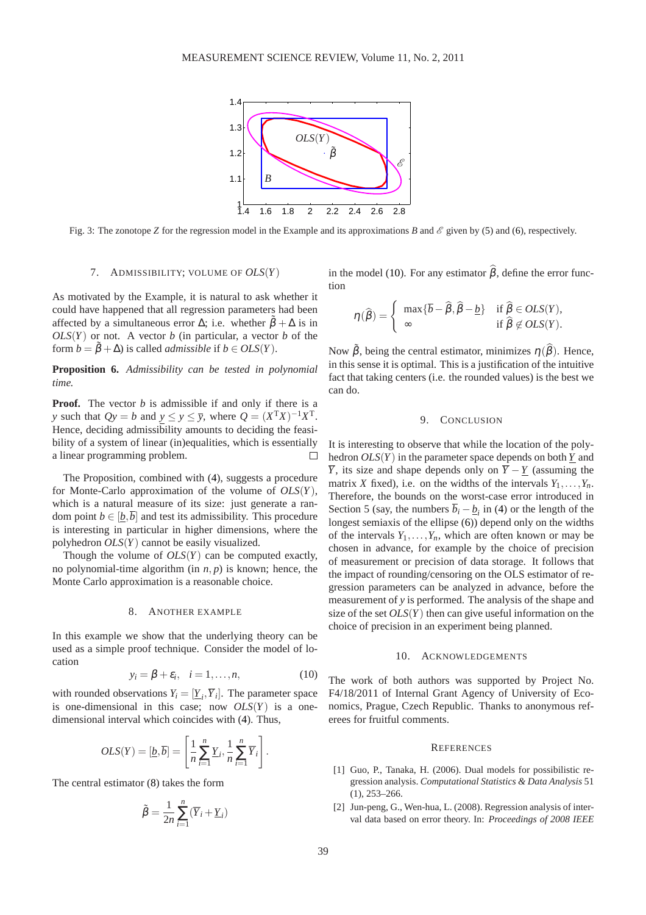Fig. 3: The zonotope $Z$ for the regression model in the Example and its approximations $B$ and $\mathscr{E}$ given by (5) and (6), respectively.

## 7. Admissibility; volume of $OLS(Y)$

As motivated by the Example, it is natural to ask whether it could have happened that all regression parameters had been affected by a simultaneous error $\Delta$; i.e. whether $\tilde{\beta}+\Delta$ is in $OLS(Y)$ or not. A vector $b$ (in particular, a vector $b$ of the form $b = \tilde{\beta}+\Delta$) is called *admissible* if $b \in OLS(Y)$.

**Proposition 6.** *Admissibility can be tested in polynomial time.*

**Proof.** The vector $b$ is admissible if and only if there is a $y$ such that $Qy = b$ and $\underline{y} \leq y \leq \overline{y}$, where $Q = (X^{\mathrm{T}}X)^{-1}X^{\mathrm{T}}$. Hence, deciding admissibility amounts to deciding the feasibility of a system of linear (in)equalities, which is essentially a linear programming problem. □

The Proposition, combined with (4), suggests a procedure for Monte-Carlo approximation of the volume of $OLS(Y)$, which is a natural measure of its size: just generate a random point $b \in [\underline{b}, \overline{b}]$ and test its admissibility. This procedure is interesting in particular in higher dimensions, where the polyhedron $OLS(Y)$ cannot be easily visualized.

Though the volume of $OLS(Y)$ can be computed exactly, no polynomial-time algorithm (in $n, p$) is known; hence, the Monte Carlo approximation is a reasonable choice.

## 8. Another example

In this example we show that the underlying theory can be used as a simple proof technique. Consider the model of location

$$y_i = \beta + \varepsilon_i, \quad i = 1, \ldots, n, \tag{10}$$

with rounded observations $Y_i = [\underline{Y}_i, \overline{Y}_i]$. The parameter space is one-dimensional in this case; now $OLS(Y)$ is a one-dimensional interval which coincides with (4). Thus,

$$OLS(Y) = [\underline{b}, \overline{b}] = \left[ \frac{1}{n}\sum_{i=1}^{n} \underline{Y}_i, \frac{1}{n}\sum_{i=1}^{n} \overline{Y}_i \right].$$

The central estimator (8) takes the form

$$\tilde{\beta} = \frac{1}{2n}\sum_{i=1}^{n}(\overline{Y}_i + \underline{Y}_i)$$

in the model (10). For any estimator $\widehat{\beta}$, define the error function

$$\eta(\widehat{\beta}) = \begin{cases} \max\{\overline{b} - \widehat{\beta}, \widehat{\beta} - \underline{b}\} & \text{if } \widehat{\beta} \in OLS(Y), \\ \infty & \text{if } \widehat{\beta} \notin OLS(Y). \end{cases}$$

Now $\tilde{\beta}$, being the central estimator, minimizes $\eta(\widehat{\beta})$. Hence, in this sense it is optimal. This is a justification of the intuitive fact that taking centers (i.e. the rounded values) is the best we can do.

## 9. Conclusion

It is interesting to observe that while the location of the polyhedron $OLS(Y)$ in the parameter space depends on both $\underline{Y}$ and $\overline{Y}$, its size and shape depends only on $\overline{Y} - \underline{Y}$ (assuming the matrix $X$ fixed), i.e. on the widths of the intervals $Y_1, \ldots, Y_n$. Therefore, the bounds on the worst-case error introduced in Section 5 (say, the numbers $\overline{b}_i - \underline{b}_i$ in (4) or the length of the longest semiaxis of the ellipse (6)) depend only on the widths of the intervals $Y_1, \ldots, Y_n$, which are often known or may be chosen in advance, for example by the choice of precision of measurement or precision of data storage. It follows that the impact of rounding/censoring on the OLS estimator of regression parameters can be analyzed in advance, before the measurement of $y$ is performed. The analysis of the shape and size of the set $OLS(Y)$ then can give useful information on the choice of precision in an experiment being planned.

## 10. Acknowledgements

The work of both authors was supported by Project No. F4/18/2011 of Internal Grant Agency of University of Economics, Prague, Czech Republic. Thanks to anonymous referees for fruitful comments.

## References

[1] Guo, P., Tanaka, H. (2006). Dual models for possibilistic regression analysis. *Computational Statistics & Data Analysis* 51 (1), 253–266.

[2] Jun-peng, G., Wen-hua, L. (2008). Regression analysis of interval data based on error theory. In: *Proceedings of 2008 IEEE*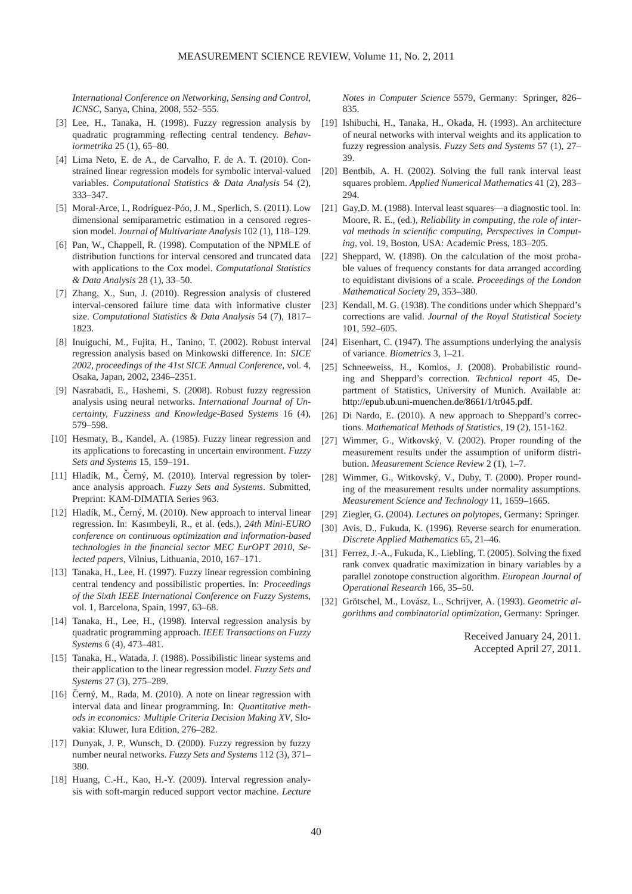*International Conference on Networking, Sensing and Control, ICNSC*, Sanya, China, 2008, 552–555.

[3] Lee, H., Tanaka, H. (1998). Fuzzy regression analysis by quadratic programming reflecting central tendency. *Behaviormetrika* 25 (1), 65–80.

[4] Lima Neto, E. de A., de Carvalho, F. de A. T. (2010). Constrained linear regression models for symbolic interval-valued variables. *Computational Statistics & Data Analysis* 54 (2), 333–347.

[5] Moral-Arce, I., Rodríguez-Póo, J. M., Sperlich, S. (2011). Low dimensional semiparametric estimation in a censored regression model. *Journal of Multivariate Analysis* 102 (1), 118–129.

[6] Pan, W., Chappell, R. (1998). Computation of the NPMLE of distribution functions for interval censored and truncated data with applications to the Cox model. *Computational Statistics & Data Analysis* 28 (1), 33–50.

[7] Zhang, X., Sun, J. (2010). Regression analysis of clustered interval-censored failure time data with informative cluster size. *Computational Statistics & Data Analysis* 54 (7), 1817–1823.

[8] Inuiguchi, M., Fujita, H., Tanino, T. (2002). Robust interval regression analysis based on Minkowski difference. In: *SICE 2002, proceedings of the 41st SICE Annual Conference*, vol. 4, Osaka, Japan, 2002, 2346–2351.

[9] Nasrabadi, E., Hashemi, S. (2008). Robust fuzzy regression analysis using neural networks. *International Journal of Uncertainty, Fuzziness and Knowledge-Based Systems* 16 (4), 579–598.

[10] Hesmaty, B., Kandel, A. (1985). Fuzzy linear regression and its applications to forecasting in uncertain environment. *Fuzzy Sets and Systems* 15, 159–191.

[11] Hladík, M., Černý, M. (2010). Interval regression by tolerance analysis approach. *Fuzzy Sets and Systems*. Submitted, Preprint: KAM-DIMATIA Series 963.

[12] Hladík, M., Černý, M. (2010). New approach to interval linear regression. In: Kasımbeyli, R., et al. (eds.), *24th Mini-EURO conference on continuous optimization and information-based technologies in the financial sector MEC EurOPT 2010, Selected papers*, Vilnius, Lithuania, 2010, 167–171.

[13] Tanaka, H., Lee, H. (1997). Fuzzy linear regression combining central tendency and possibilistic properties. In: *Proceedings of the Sixth IEEE International Conference on Fuzzy Systems*, vol. 1, Barcelona, Spain, 1997, 63–68.

[14] Tanaka, H., Lee, H., (1998). Interval regression analysis by quadratic programming approach. *IEEE Transactions on Fuzzy Systems* 6 (4), 473–481.

[15] Tanaka, H., Watada, J. (1988). Possibilistic linear systems and their application to the linear regression model. *Fuzzy Sets and Systems* 27 (3), 275–289.

[16] Černý, M., Rada, M. (2010). A note on linear regression with interval data and linear programming. In: *Quantitative methods in economics: Multiple Criteria Decision Making XV*, Slovakia: Kluwer, Iura Edition, 276–282.

[17] Dunyak, J. P., Wunsch, D. (2000). Fuzzy regression by fuzzy number neural networks. *Fuzzy Sets and Systems* 112 (3), 371–380.

[18] Huang, C.-H., Kao, H.-Y. (2009). Interval regression analysis with soft-margin reduced support vector machine. *Lecture Notes in Computer Science* 5579, Germany: Springer, 826–835.

[19] Ishibuchi, H., Tanaka, H., Okada, H. (1993). An architecture of neural networks with interval weights and its application to fuzzy regression analysis. *Fuzzy Sets and Systems* 57 (1), 27–39.

[20] Bentbib, A. H. (2002). Solving the full rank interval least squares problem. *Applied Numerical Mathematics* 41 (2), 283–294.

[21] Gay,D. M. (1988). Interval least squares—a diagnostic tool. In: Moore, R. E., (ed.), *Reliability in computing, the role of interval methods in scientific computing, Perspectives in Computing*, vol. 19, Boston, USA: Academic Press, 183–205.

[22] Sheppard, W. (1898). On the calculation of the most probable values of frequency constants for data arranged according to equidistant divisions of a scale. *Proceedings of the London Mathematical Society* 29, 353–380.

[23] Kendall, M. G. (1938). The conditions under which Sheppard's corrections are valid. *Journal of the Royal Statistical Society* 101, 592–605.

[24] Eisenhart, C. (1947). The assumptions underlying the analysis of variance. *Biometrics* 3, 1–21.

[25] Schneeweiss, H., Komlos, J. (2008). Probabilistic rounding and Sheppard's correction. *Technical report* 45, Department of Statistics, University of Munich. Available at: http://epub.ub.uni-muenchen.de/8661/1/tr045.pdf.

[26] Di Nardo, E. (2010). A new approach to Sheppard's corrections. *Mathematical Methods of Statistics*, 19 (2), 151-162.

[27] Wimmer, G., Witkovský, V. (2002). Proper rounding of the measurement results under the assumption of uniform distribution. *Measurement Science Review* 2 (1), 1–7.

[28] Wimmer, G., Witkovský, V., Duby, T. (2000). Proper rounding of the measurement results under normality assumptions. *Measurement Science and Technology* 11, 1659–1665.

[29] Ziegler, G. (2004). *Lectures on polytopes*, Germany: Springer.

[30] Avis, D., Fukuda, K. (1996). Reverse search for enumeration. *Discrete Applied Mathematics* 65, 21–46.

[31] Ferrez, J.-A., Fukuda, K., Liebling, T. (2005). Solving the fixed rank convex quadratic maximization in binary variables by a parallel zonotope construction algorithm. *European Journal of Operational Research* 166, 35–50.

[32] Grötschel, M., Lovász, L., Schrijver, A. (1993). *Geometric algorithms and combinatorial optimization*, Germany: Springer.

Received January 24, 2011.
Accepted April 27, 2011.